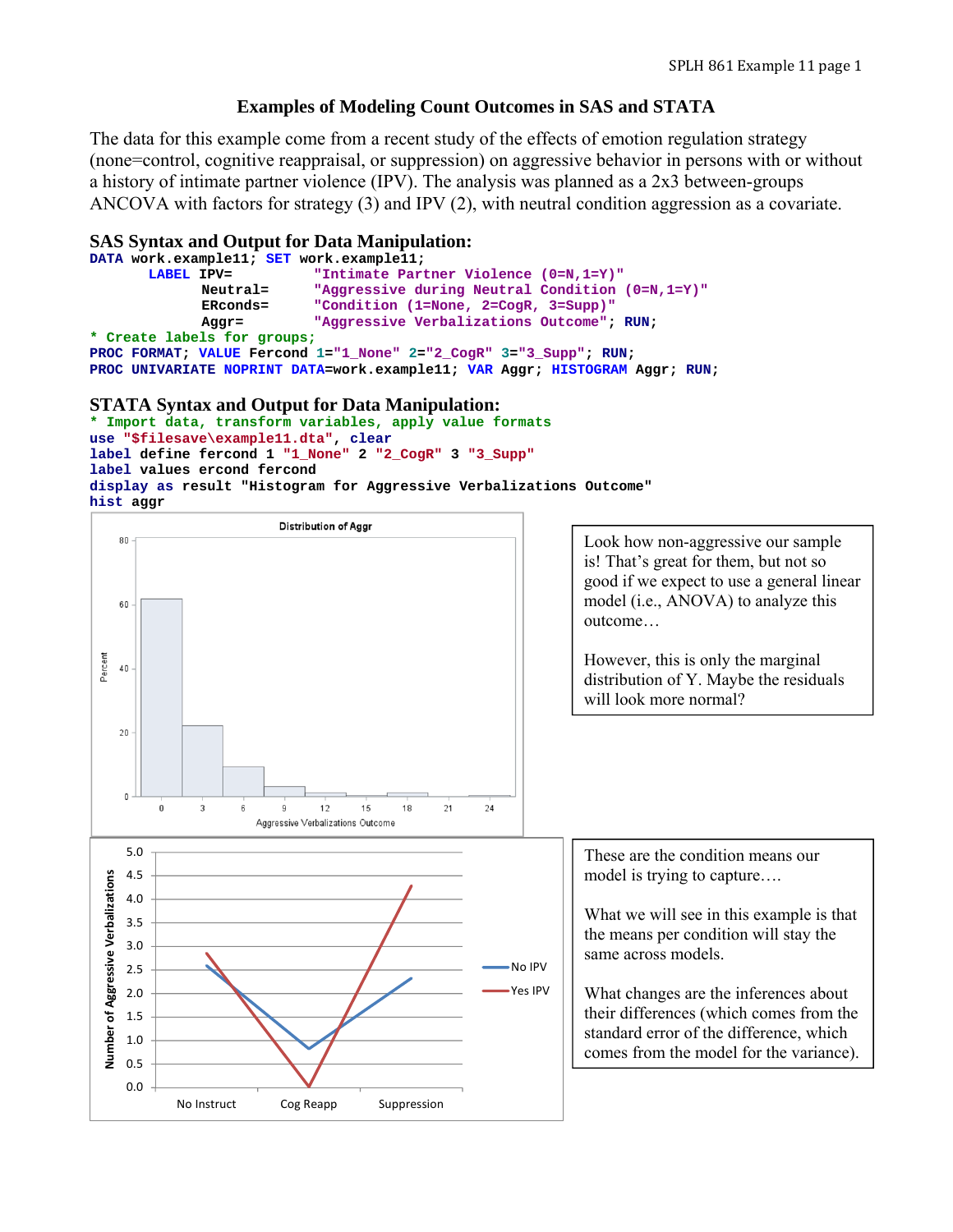# Examples of Modeling Count Outcomes in SAS and STATA

The data for this example come from a recent study of the effects of emotion regulation strategy (none=control, cognitive reappraisal, or suppression) on aggressive behavior in persons with or without a history of intimate partner violence (IPV). The analysis was planned as a 2x3 between-groups ANCOVA with factors for strategy (3) and IPV (2), with neutral condition aggression as a covariate.

## SAS Syntax and Output for Data Manipulation:

```
DATA work.example11; SET work.example11;
      LABEL IPV=          "Intimate Partner Violence (0=N,1=Y)"
            Neutral=      "Aggressive during Neutral Condition (0=N,1=Y)"
            ERconds=      "Condition (1=None, 2=CogR, 3=Supp)"
            Aggr=         "Aggressive Verbalizations Outcome"; RUN;
* Create labels for groups;
PROC FORMAT; VALUE Fercond 1="1_None" 2="2_CogR" 3="3_Supp"; RUN;
PROC UNIVARIATE NOPRINT DATA=work.example11; VAR Aggr; HISTOGRAM Aggr; RUN;
```

## STATA Syntax and Output for Data Manipulation:

```
* Import data, transform variables, apply value formats
use "$filesave\example11.dta", clear
label define fercond 1 "1_None" 2 "2_CogR" 3 "3_Supp"
label values ercond fercond
display as result "Histogram for Aggressive Verbalizations Outcome"
hist aggr
```

Look how non-aggressive our sample is! That's great for them, but not so good if we expect to use a general linear model (i.e., ANOVA) to analyze this outcome…

However, this is only the marginal distribution of Y. Maybe the residuals will look more normal?

These are the condition means our model is trying to capture….

What we will see in this example is that the means per condition will stay the same across models.

What changes are the inferences about their differences (which comes from the standard error of the difference, which comes from the model for the variance).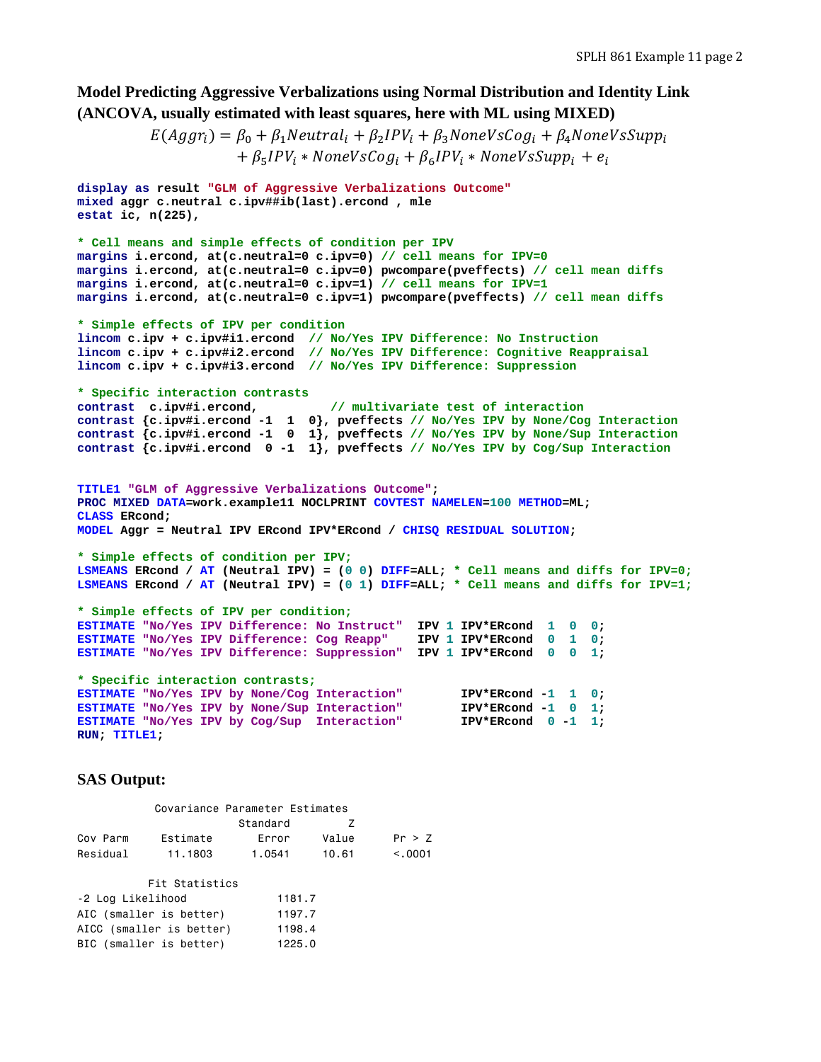**Model Predicting Aggressive Verbalizations using Normal Distribution and Identity Link (ANCOVA, usually estimated with least squares, here with ML using MIXED)**

$$E(Aggr_i) = \beta_0 + \beta_1 Neutral_i + \beta_2 IPV_i + \beta_3 NoneVsCog_i + \beta_4 NoneVsSupp_i + \beta_5 IPV_i * NoneVsCog_i + \beta_6 IPV_i * NoneVsSupp_i + e_i$$

```
display as result "GLM of Aggressive Verbalizations Outcome"
mixed aggr c.neutral c.ipv##ib(last).ercond , mle
estat ic, n(225),

* Cell means and simple effects of condition per IPV
margins i.ercond, at(c.neutral=0 c.ipv=0) // cell means for IPV=0
margins i.ercond, at(c.neutral=0 c.ipv=0) pwcompare(pveffects) // cell mean diffs
margins i.ercond, at(c.neutral=0 c.ipv=1) // cell means for IPV=1
margins i.ercond, at(c.neutral=0 c.ipv=1) pwcompare(pveffects) // cell mean diffs

* Simple effects of IPV per condition
lincom c.ipv + c.ipv#i1.ercond  // No/Yes IPV Difference: No Instruction
lincom c.ipv + c.ipv#i2.ercond  // No/Yes IPV Difference: Cognitive Reappraisal
lincom c.ipv + c.ipv#i3.ercond  // No/Yes IPV Difference: Suppression

* Specific interaction contrasts
contrast  c.ipv#i.ercond,          // multivariate test of interaction
contrast {c.ipv#i.ercond -1  1  0}, pveffects // No/Yes IPV by None/Cog Interaction
contrast {c.ipv#i.ercond -1  0  1}, pveffects // No/Yes IPV by None/Sup Interaction
contrast {c.ipv#i.ercond  0 -1  1}, pveffects // No/Yes IPV by Cog/Sup Interaction


TITLE1 "GLM of Aggressive Verbalizations Outcome";
PROC MIXED DATA=work.example11 NOCLPRINT COVTEST NAMELEN=100 METHOD=ML;
CLASS ERcond;
MODEL Aggr = Neutral IPV ERcond IPV*ERcond / CHISQ RESIDUAL SOLUTION;

* Simple effects of condition per IPV;
LSMEANS ERcond / AT (Neutral IPV) = (0 0) DIFF=ALL; * Cell means and diffs for IPV=0;
LSMEANS ERcond / AT (Neutral IPV) = (0 1) DIFF=ALL; * Cell means and diffs for IPV=1;

* Simple effects of IPV per condition;
ESTIMATE "No/Yes IPV Difference: No Instruct"  IPV 1 IPV*ERcond  1  0  0;
ESTIMATE "No/Yes IPV Difference: Cog Reapp"    IPV 1 IPV*ERcond  0  1  0;
ESTIMATE "No/Yes IPV Difference: Suppression"  IPV 1 IPV*ERcond  0  0  1;

* Specific interaction contrasts;
ESTIMATE "No/Yes IPV by None/Cog Interaction"        IPV*ERcond -1  1  0;
ESTIMATE "No/Yes IPV by None/Sup Interaction"        IPV*ERcond -1  0  1;
ESTIMATE "No/Yes IPV by Cog/Sup  Interaction"        IPV*ERcond  0 -1  1;
RUN; TITLE1;
```

**SAS Output:**

```
           Covariance Parameter Estimates
                        Standard         Z
Cov Parm     Estimate       Error     Value      Pr > Z
Residual      11.1803      1.0541     10.61      <.0001

          Fit Statistics
-2 Log Likelihood            1181.7
AIC (smaller is better)      1197.7
AICC (smaller is better)     1198.4
BIC (smaller is better)      1225.0
```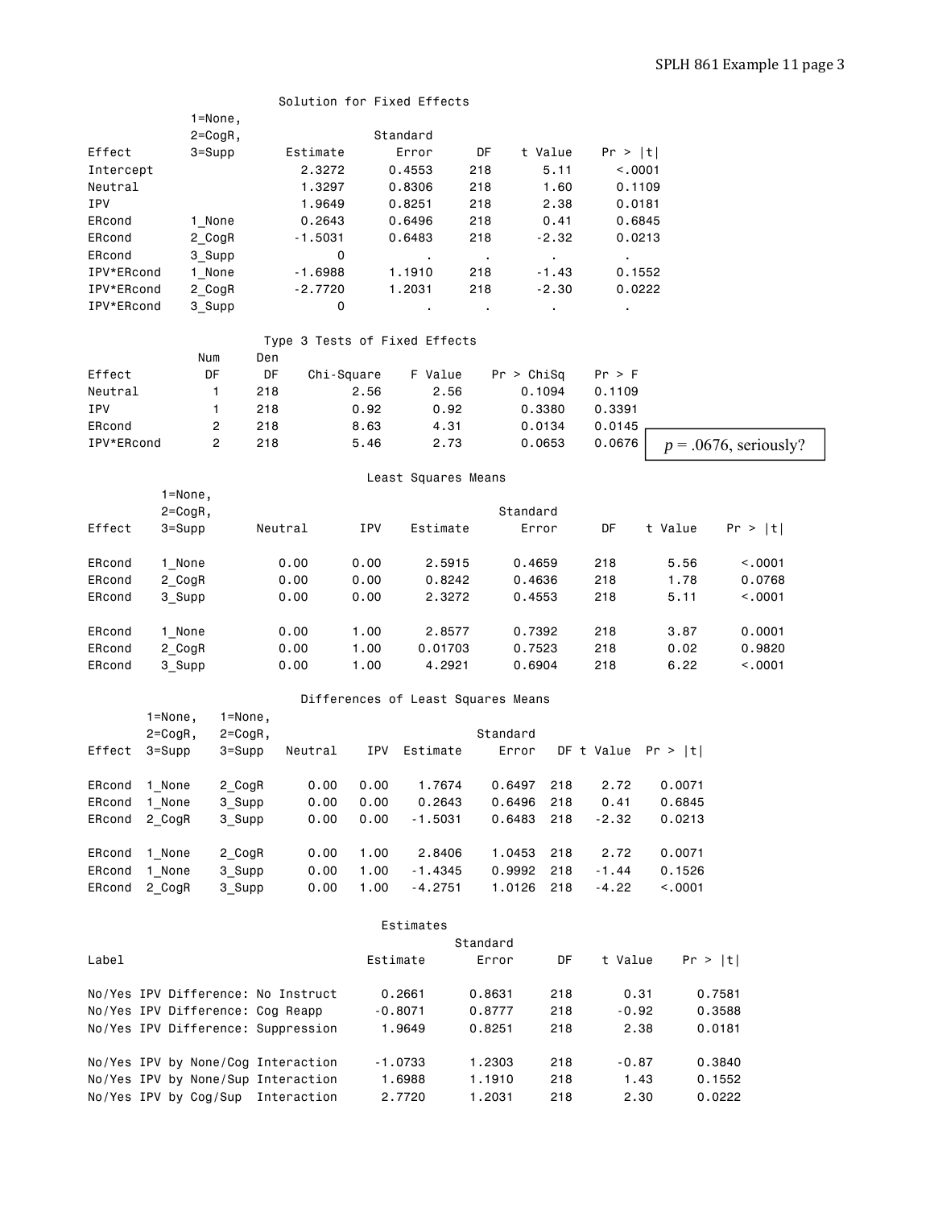### Solution for Fixed Effects

| Effect | 1=None, 2=CogR, 3=Supp | Estimate | Standard Error | DF | t Value | Pr > \|t\| |
|---|---|---|---|---|---|---|
| Intercept | | 2.3272 | 0.4553 | 218 | 5.11 | <.0001 |
| Neutral | | 1.3297 | 0.8306 | 218 | 1.60 | 0.1109 |
| IPV | | 1.9649 | 0.8251 | 218 | 2.38 | 0.0181 |
| ERcond | 1_None | 0.2643 | 0.6496 | 218 | 0.41 | 0.6845 |
| ERcond | 2_CogR | -1.5031 | 0.6483 | 218 | -2.32 | 0.0213 |
| ERcond | 3_Supp | 0 | . | . | . | . |
| IPV*ERcond | 1_None | -1.6988 | 1.1910 | 218 | -1.43 | 0.1552 |
| IPV*ERcond | 2_CogR | -2.7720 | 1.2031 | 218 | -2.30 | 0.0222 |
| IPV*ERcond | 3_Supp | 0 | . | . | . | . |

### Type 3 Tests of Fixed Effects

| Effect | Num DF | Den DF | Chi-Square | F Value | Pr > ChiSq | Pr > F |
|---|---|---|---|---|---|---|
| Neutral | 1 | 218 | 2.56 | 2.56 | 0.1094 | 0.1109 |
| IPV | 1 | 218 | 0.92 | 0.92 | 0.3380 | 0.3391 |
| ERcond | 2 | 218 | 8.63 | 4.31 | 0.0134 | 0.0145 |
| IPV*ERcond | 2 | 218 | 5.46 | 2.73 | 0.0653 | 0.0676 |

$p = .0676$, seriously?

### Least Squares Means

| Effect | 1=None, 2=CogR, 3=Supp | Neutral | IPV | Estimate | Standard Error | DF | t Value | Pr > \|t\| |
|---|---|---|---|---|---|---|---|---|
| ERcond | 1_None | 0.00 | 0.00 | 2.5915 | 0.4659 | 218 | 5.56 | <.0001 |
| ERcond | 2_CogR | 0.00 | 0.00 | 0.8242 | 0.4636 | 218 | 1.78 | 0.0768 |
| ERcond | 3_Supp | 0.00 | 0.00 | 2.3272 | 0.4553 | 218 | 5.11 | <.0001 |
| ERcond | 1_None | 0.00 | 1.00 | 2.8577 | 0.7392 | 218 | 3.87 | 0.0001 |
| ERcond | 2_CogR | 0.00 | 1.00 | 0.01703 | 0.7523 | 218 | 0.02 | 0.9820 |
| ERcond | 3_Supp | 0.00 | 1.00 | 4.2921 | 0.6904 | 218 | 6.22 | <.0001 |

### Differences of Least Squares Means

| Effect | 1=None, 2=CogR, 3=Supp | 1=None, 2=CogR, 3=Supp | Neutral | IPV | Estimate | Standard Error | DF | t Value | Pr > \|t\| |
|---|---|---|---|---|---|---|---|---|---|
| ERcond | 1_None | 2_CogR | 0.00 | 0.00 | 1.7674 | 0.6497 | 218 | 2.72 | 0.0071 |
| ERcond | 1_None | 3_Supp | 0.00 | 0.00 | 0.2643 | 0.6496 | 218 | 0.41 | 0.6845 |
| ERcond | 2_CogR | 3_Supp | 0.00 | 0.00 | -1.5031 | 0.6483 | 218 | -2.32 | 0.0213 |
| ERcond | 1_None | 2_CogR | 0.00 | 1.00 | 2.8406 | 1.0453 | 218 | 2.72 | 0.0071 |
| ERcond | 1_None | 3_Supp | 0.00 | 1.00 | -1.4345 | 0.9992 | 218 | -1.44 | 0.1526 |
| ERcond | 2_CogR | 3_Supp | 0.00 | 1.00 | -4.2751 | 1.0126 | 218 | -4.22 | <.0001 |

### Estimates

| Label | Estimate | Standard Error | DF | t Value | Pr > \|t\| |
|---|---|---|---|---|---|
| No/Yes IPV Difference: No Instruct | 0.2661 | 0.8631 | 218 | 0.31 | 0.7581 |
| No/Yes IPV Difference: Cog Reapp | -0.8071 | 0.8777 | 218 | -0.92 | 0.3588 |
| No/Yes IPV Difference: Suppression | 1.9649 | 0.8251 | 218 | 2.38 | 0.0181 |
| No/Yes IPV by None/Cog Interaction | -1.0733 | 1.2303 | 218 | -0.87 | 0.3840 |
| No/Yes IPV by None/Sup Interaction | 1.6988 | 1.1910 | 218 | 1.43 | 0.1552 |
| No/Yes IPV by Cog/Sup Interaction | 2.7720 | 1.2031 | 218 | 2.30 | 0.0222 |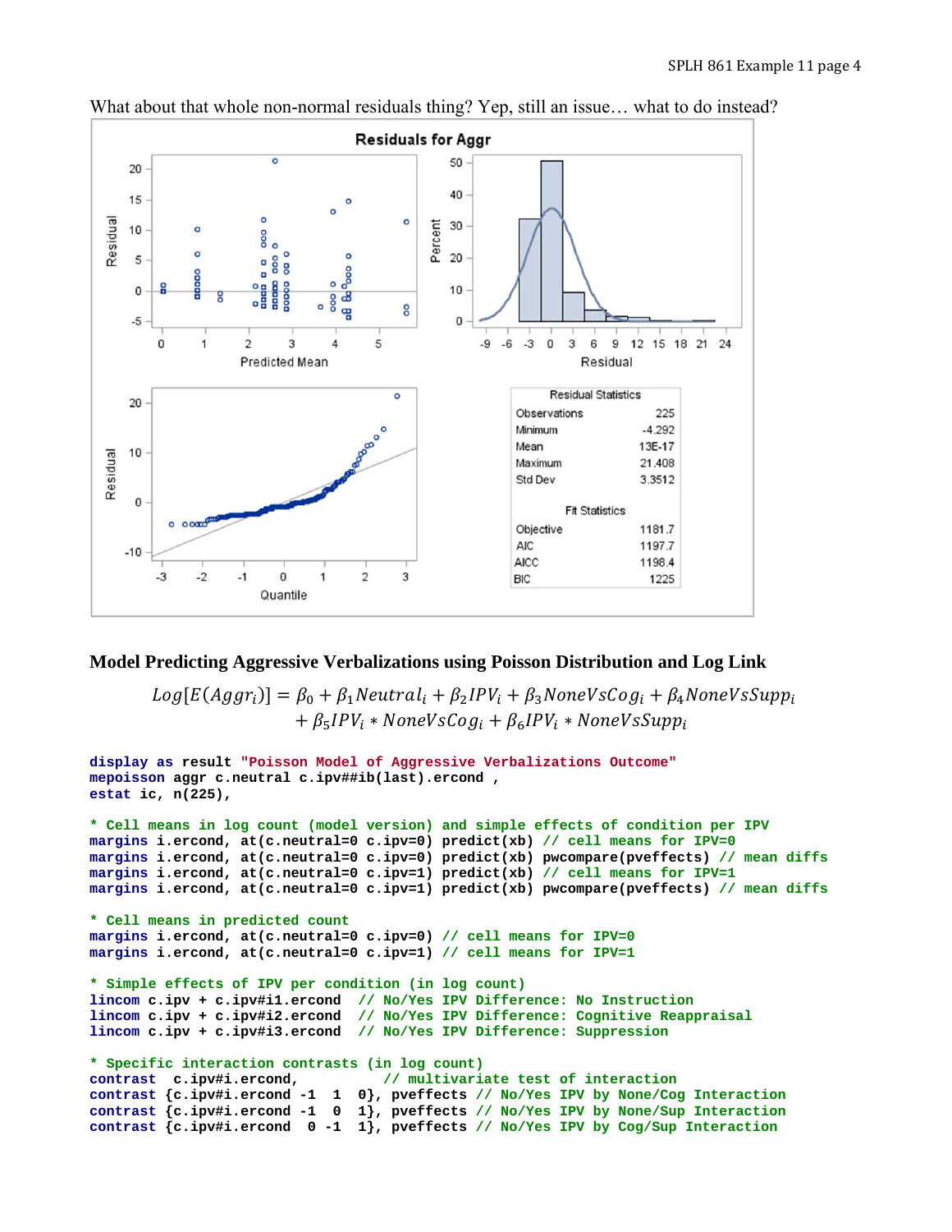What about that whole non-normal residuals thing? Yep, still an issue… what to do instead?

| Residual Statistics | |
|---|---|
| Observations | 225 |
| Minimum | -4.292 |
| Mean | 13E-17 |
| Maximum | 21.408 |
| Std Dev | 3.3512 |

| Fit Statistics | |
|---|---|
| Objective | 1181.7 |
| AIC | 1197.7 |
| AICC | 1198.4 |
| BIC | 1225 |

### Model Predicting Aggressive Verbalizations using Poisson Distribution and Log Link

$$Log[E(Aggr_i)] = \beta_0 + \beta_1 Neutral_i + \beta_2 IPV_i + \beta_3 NoneVsCog_i + \beta_4 NoneVsSupp_i$$
$$+ \beta_5 IPV_i * NoneVsCog_i + \beta_6 IPV_i * NoneVsSupp_i$$

```
display as result "Poisson Model of Aggressive Verbalizations Outcome"
mepoisson aggr c.neutral c.ipv##ib(last).ercond ,
estat ic, n(225),

* Cell means in log count (model version) and simple effects of condition per IPV
margins i.ercond, at(c.neutral=0 c.ipv=0) predict(xb) // cell means for IPV=0
margins i.ercond, at(c.neutral=0 c.ipv=0) predict(xb) pwcompare(pveffects) // mean diffs
margins i.ercond, at(c.neutral=0 c.ipv=1) predict(xb) // cell means for IPV=1
margins i.ercond, at(c.neutral=0 c.ipv=1) predict(xb) pwcompare(pveffects) // mean diffs

* Cell means in predicted count
margins i.ercond, at(c.neutral=0 c.ipv=0) // cell means for IPV=0
margins i.ercond, at(c.neutral=0 c.ipv=1) // cell means for IPV=1

* Simple effects of IPV per condition (in log count)
lincom c.ipv + c.ipv#i1.ercond  // No/Yes IPV Difference: No Instruction
lincom c.ipv + c.ipv#i2.ercond  // No/Yes IPV Difference: Cognitive Reappraisal
lincom c.ipv + c.ipv#i3.ercond  // No/Yes IPV Difference: Suppression

* Specific interaction contrasts (in log count)
contrast  c.ipv#i.ercond,           // multivariate test of interaction
contrast {c.ipv#i.ercond -1  1  0}, pveffects // No/Yes IPV by None/Cog Interaction
contrast {c.ipv#i.ercond -1  0  1}, pveffects // No/Yes IPV by None/Sup Interaction
contrast {c.ipv#i.ercond  0 -1  1}, pveffects // No/Yes IPV by Cog/Sup Interaction
```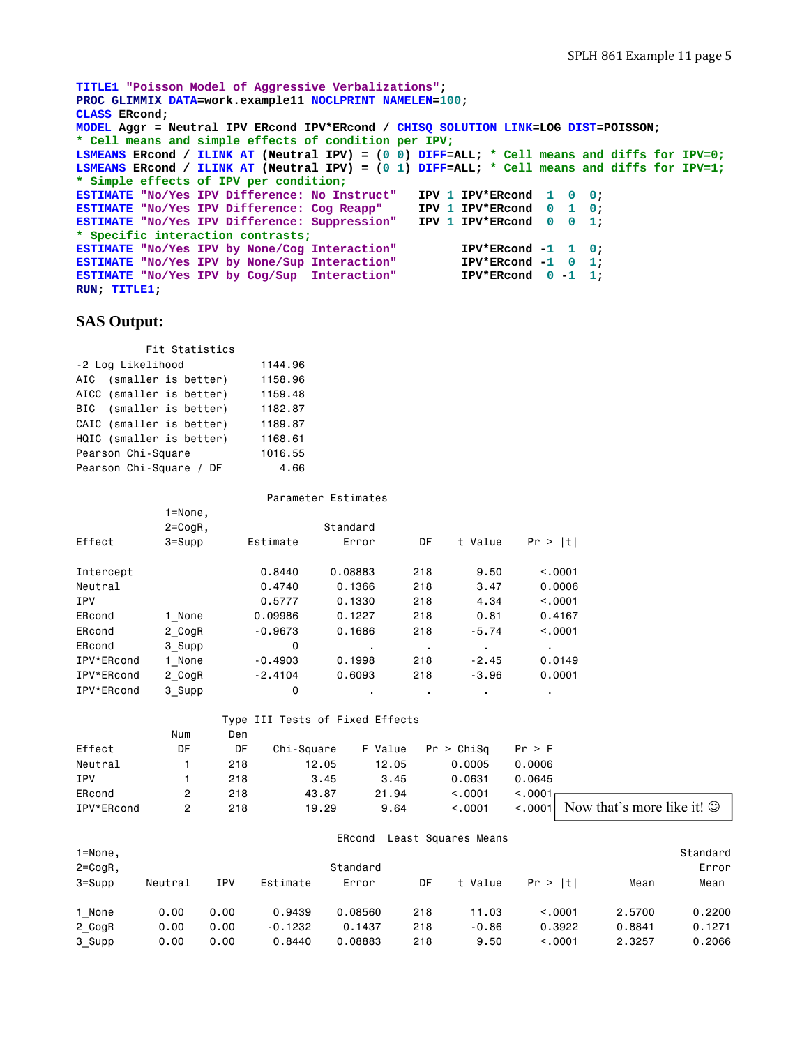```
TITLE1 "Poisson Model of Aggressive Verbalizations";
PROC GLIMMIX DATA=work.example11 NOCLPRINT NAMELEN=100;
CLASS ERcond;
MODEL Aggr = Neutral IPV ERcond IPV*ERcond / CHISQ SOLUTION LINK=LOG DIST=POISSON;
* Cell means and simple effects of condition per IPV;
LSMEANS ERcond / ILINK AT (Neutral IPV) = (0 0) DIFF=ALL; * Cell means and diffs for IPV=0;
LSMEANS ERcond / ILINK AT (Neutral IPV) = (0 1) DIFF=ALL; * Cell means and diffs for IPV=1;
* Simple effects of IPV per condition;
ESTIMATE "No/Yes IPV Difference: No Instruct"  IPV 1 IPV*ERcond  1  0  0;
ESTIMATE "No/Yes IPV Difference: Cog Reapp"    IPV 1 IPV*ERcond  0  1  0;
ESTIMATE "No/Yes IPV Difference: Suppression"  IPV 1 IPV*ERcond  0  0  1;
* Specific interaction contrasts;
ESTIMATE "No/Yes IPV by None/Cog Interaction"        IPV*ERcond -1  1  0;
ESTIMATE "No/Yes IPV by None/Sup Interaction"        IPV*ERcond -1  0  1;
ESTIMATE "No/Yes IPV by Cog/Sup  Interaction"        IPV*ERcond  0 -1  1;
RUN; TITLE1;
```

## SAS Output:

Fit Statistics

| | |
|---|---|
| -2 Log Likelihood | 1144.96 |
| AIC (smaller is better) | 1158.96 |
| AICC (smaller is better) | 1159.48 |
| BIC (smaller is better) | 1182.87 |
| CAIC (smaller is better) | 1189.87 |
| HQIC (smaller is better) | 1168.61 |
| Pearson Chi-Square | 1016.55 |
| Pearson Chi-Square / DF | 4.66 |

Parameter Estimates

| Effect | 1=None, 2=CogR, 3=Supp | Estimate | Standard Error | DF | t Value | Pr > \|t\| |
|---|---|---|---|---|---|---|
| Intercept | | 0.8440 | 0.08883 | 218 | 9.50 | <.0001 |
| Neutral | | 0.4740 | 0.1366 | 218 | 3.47 | 0.0006 |
| IPV | | 0.5777 | 0.1330 | 218 | 4.34 | <.0001 |
| ERcond | 1_None | 0.09986 | 0.1227 | 218 | 0.81 | 0.4167 |
| ERcond | 2_CogR | -0.9673 | 0.1686 | 218 | -5.74 | <.0001 |
| ERcond | 3_Supp | 0 | . | . | . | . |
| IPV*ERcond | 1_None | -0.4903 | 0.1998 | 218 | -2.45 | 0.0149 |
| IPV*ERcond | 2_CogR | -2.4104 | 0.6093 | 218 | -3.96 | 0.0001 |
| IPV*ERcond | 3_Supp | 0 | . | . | . | . |

Type III Tests of Fixed Effects

| Effect | Num DF | Den DF | Chi-Square | F Value | Pr > ChiSq | Pr > F |
|---|---|---|---|---|---|---|
| Neutral | 1 | 218 | 12.05 | 12.05 | 0.0005 | 0.0006 |
| IPV | 1 | 218 | 3.45 | 3.45 | 0.0631 | 0.0645 |
| ERcond | 2 | 218 | 43.87 | 21.94 | <.0001 | <.0001 |
| IPV*ERcond | 2 | 218 | 19.29 | 9.64 | <.0001 | <.0001 |

Now that's more like it! ☺

ERcond Least Squares Means

| 1=None, 2=CogR, 3=Supp | Neutral | IPV | Estimate | Standard Error | DF | t Value | Pr > \|t\| | Mean | Standard Error Mean |
|---|---|---|---|---|---|---|---|---|---|
| 1_None | 0.00 | 0.00 | 0.9439 | 0.08560 | 218 | 11.03 | <.0001 | 2.5700 | 0.2200 |
| 2_CogR | 0.00 | 0.00 | -0.1232 | 0.1437 | 218 | -0.86 | 0.3922 | 0.8841 | 0.1271 |
| 3_Supp | 0.00 | 0.00 | 0.8440 | 0.08883 | 218 | 9.50 | <.0001 | 2.3257 | 0.2066 |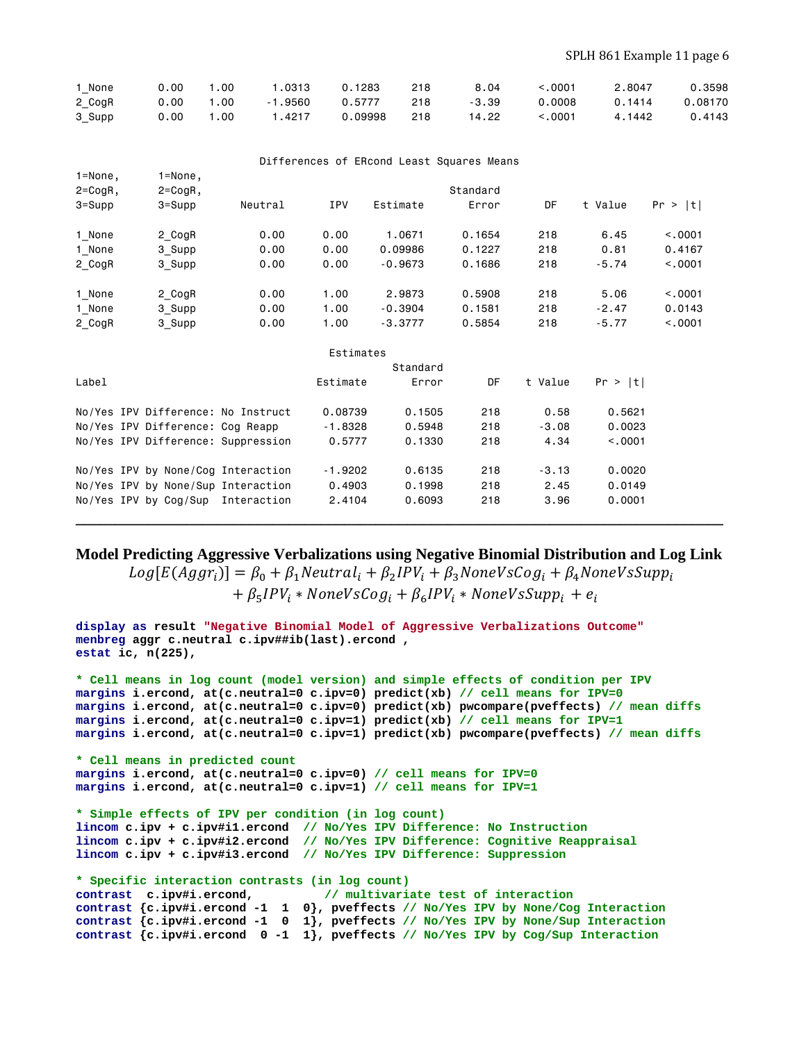| | | | | | | | | | |
|---|---|---|---|---|---|---|---|---|---|
| 1_None | 0.00 | 1.00 | 1.0313 | 0.1283 | 218 | 8.04 | <.0001 | 2.8047 | 0.3598 |
| 2_CogR | 0.00 | 1.00 | -1.9560 | 0.5777 | 218 | -3.39 | 0.0008 | 0.1414 | 0.08170 |
| 3_Supp | 0.00 | 1.00 | 1.4217 | 0.09998 | 218 | 14.22 | <.0001 | 4.1442 | 0.4143 |

Differences of ERcond Least Squares Means

| 1=None, 2=CogR, 3=Supp | 1=None, 2=CogR, 3=Supp | Neutral | IPV | Estimate | Standard Error | DF | t Value | Pr > \|t\| |
|---|---|---|---|---|---|---|---|---|
| 1_None | 2_CogR | 0.00 | 0.00 | 1.0671 | 0.1654 | 218 | 6.45 | <.0001 |
| 1_None | 3_Supp | 0.00 | 0.00 | 0.09986 | 0.1227 | 218 | 0.81 | 0.4167 |
| 2_CogR | 3_Supp | 0.00 | 0.00 | -0.9673 | 0.1686 | 218 | -5.74 | <.0001 |
| 1_None | 2_CogR | 0.00 | 1.00 | 2.9873 | 0.5908 | 218 | 5.06 | <.0001 |
| 1_None | 3_Supp | 0.00 | 1.00 | -0.3904 | 0.1581 | 218 | -2.47 | 0.0143 |
| 2_CogR | 3_Supp | 0.00 | 1.00 | -3.3777 | 0.5854 | 218 | -5.77 | <.0001 |

Estimates

| Label | Estimate | Standard Error | DF | t Value | Pr > \|t\| |
|---|---|---|---|---|---|
| No/Yes IPV Difference: No Instruct | 0.08739 | 0.1505 | 218 | 0.58 | 0.5621 |
| No/Yes IPV Difference: Cog Reapp | -1.8328 | 0.5948 | 218 | -3.08 | 0.0023 |
| No/Yes IPV Difference: Suppression | 0.5777 | 0.1330 | 218 | 4.34 | <.0001 |
| No/Yes IPV by None/Cog Interaction | -1.9202 | 0.6135 | 218 | -3.13 | 0.0020 |
| No/Yes IPV by None/Sup Interaction | 0.4903 | 0.1998 | 218 | 2.45 | 0.0149 |
| No/Yes IPV by Cog/Sup Interaction | 2.4104 | 0.6093 | 218 | 3.96 | 0.0001 |

---

## Model Predicting Aggressive Verbalizations using Negative Binomial Distribution and Log Link

$$Log[E(Aggr_i)] = \beta_0 + \beta_1 Neutral_i + \beta_2 IPV_i + \beta_3 NoneVsCog_i + \beta_4 NoneVsSupp_i$$
$$+ \beta_5 IPV_i * NoneVsCog_i + \beta_6 IPV_i * NoneVsSupp_i + e_i$$

```
display as result "Negative Binomial Model of Aggressive Verbalizations Outcome"
menbreg aggr c.neutral c.ipv##ib(last).ercond ,
estat ic, n(225),

* Cell means in log count (model version) and simple effects of condition per IPV
margins i.ercond, at(c.neutral=0 c.ipv=0) predict(xb) // cell means for IPV=0
margins i.ercond, at(c.neutral=0 c.ipv=0) predict(xb) pwcompare(pveffects) // mean diffs
margins i.ercond, at(c.neutral=0 c.ipv=1) predict(xb) // cell means for IPV=1
margins i.ercond, at(c.neutral=0 c.ipv=1) predict(xb) pwcompare(pveffects) // mean diffs

* Cell means in predicted count
margins i.ercond, at(c.neutral=0 c.ipv=0) // cell means for IPV=0
margins i.ercond, at(c.neutral=0 c.ipv=1) // cell means for IPV=1

* Simple effects of IPV per condition (in log count)
lincom c.ipv + c.ipv#i1.ercond  // No/Yes IPV Difference: No Instruction
lincom c.ipv + c.ipv#i2.ercond  // No/Yes IPV Difference: Cognitive Reappraisal
lincom c.ipv + c.ipv#i3.ercond  // No/Yes IPV Difference: Suppression

* Specific interaction contrasts (in log count)
contrast  c.ipv#i.ercond,          // multivariate test of interaction
contrast {c.ipv#i.ercond -1  1  0}, pveffects // No/Yes IPV by None/Cog Interaction
contrast {c.ipv#i.ercond -1  0  1}, pveffects // No/Yes IPV by None/Sup Interaction
contrast {c.ipv#i.ercond  0 -1  1}, pveffects // No/Yes IPV by Cog/Sup Interaction
```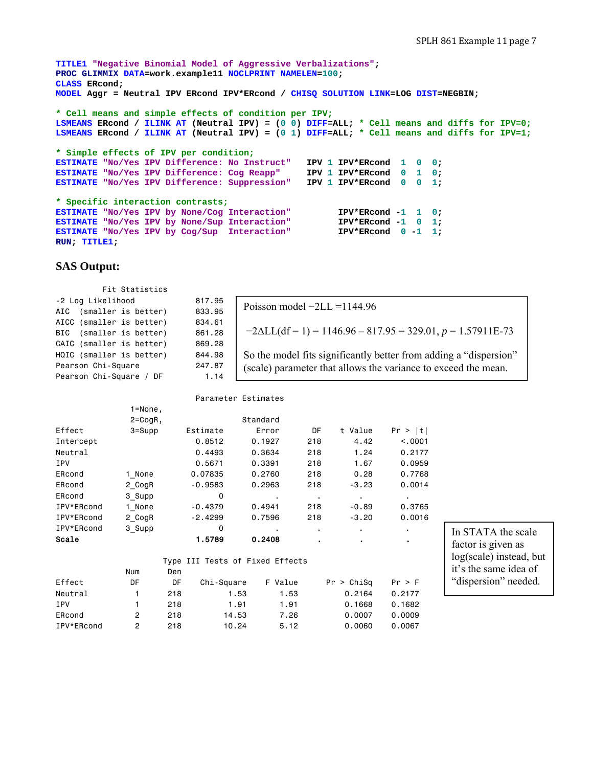```
TITLE1 "Negative Binomial Model of Aggressive Verbalizations";
PROC GLIMMIX DATA=work.example11 NOCLPRINT NAMELEN=100;
CLASS ERcond;
MODEL Aggr = Neutral IPV ERcond IPV*ERcond / CHISQ SOLUTION LINK=LOG DIST=NEGBIN;

* Cell means and simple effects of condition per IPV;
LSMEANS ERcond / ILINK AT (Neutral IPV) = (0 0) DIFF=ALL; * Cell means and diffs for IPV=0;
LSMEANS ERcond / ILINK AT (Neutral IPV) = (0 1) DIFF=ALL; * Cell means and diffs for IPV=1;

* Simple effects of IPV per condition;
ESTIMATE "No/Yes IPV Difference: No Instruct"   IPV 1 IPV*ERcond  1  0  0;
ESTIMATE "No/Yes IPV Difference: Cog Reapp"     IPV 1 IPV*ERcond  0  1  0;
ESTIMATE "No/Yes IPV Difference: Suppression"   IPV 1 IPV*ERcond  0  0  1;

* Specific interaction contrasts;
ESTIMATE "No/Yes IPV by None/Cog Interaction"         IPV*ERcond -1  1  0;
ESTIMATE "No/Yes IPV by None/Sup Interaction"         IPV*ERcond -1  0  1;
ESTIMATE "No/Yes IPV by Cog/Sup  Interaction"         IPV*ERcond  0 -1  1;
RUN; TITLE1;
```

**SAS Output:**

Fit Statistics

| | |
|---|---|
| -2 Log Likelihood | 817.95 |
| AIC (smaller is better) | 833.95 |
| AICC (smaller is better) | 834.61 |
| BIC (smaller is better) | 861.28 |
| CAIC (smaller is better) | 869.28 |
| HQIC (smaller is better) | 844.98 |
| Pearson Chi-Square | 247.87 |
| Pearson Chi-Square / DF | 1.14 |

Poisson model −2LL =1144.96

$-2\Delta LL(df = 1) = 1146.96 - 817.95 = 329.01$, $p = 1.57911E-73$

So the model fits significantly better from adding a "dispersion" (scale) parameter that allows the variance to exceed the mean.

Parameter Estimates

| Effect | 1=None, 2=CogR, 3=Supp | Estimate | Standard Error | DF | t Value | Pr > \|t\| |
|---|---|---|---|---|---|---|
| Intercept | | 0.8512 | 0.1927 | 218 | 4.42 | <.0001 |
| Neutral | | 0.4493 | 0.3634 | 218 | 1.24 | 0.2177 |
| IPV | | 0.5671 | 0.3391 | 218 | 1.67 | 0.0959 |
| ERcond | 1_None | 0.07835 | 0.2760 | 218 | 0.28 | 0.7768 |
| ERcond | 2_CogR | -0.9583 | 0.2963 | 218 | -3.23 | 0.0014 |
| ERcond | 3_Supp | 0 | . | . | . | . |
| IPV*ERcond | 1_None | -0.4379 | 0.4941 | 218 | -0.89 | 0.3765 |
| IPV*ERcond | 2_CogR | -2.4299 | 0.7596 | 218 | -3.20 | 0.0016 |
| IPV*ERcond | 3_Supp | 0 | . | . | . | . |
| **Scale** | | **1.5789** | **0.2408** | . | . | . |

In STATA the scale factor is given as log(scale) instead, but it's the same idea of "dispersion" needed.

Type III Tests of Fixed Effects

| Effect | Num DF | Den DF | Chi-Square | F Value | Pr > ChiSq | Pr > F |
|---|---|---|---|---|---|---|
| Neutral | 1 | 218 | 1.53 | 1.53 | 0.2164 | 0.2177 |
| IPV | 1 | 218 | 1.91 | 1.91 | 0.1668 | 0.1682 |
| ERcond | 2 | 218 | 14.53 | 7.26 | 0.0007 | 0.0009 |
| IPV*ERcond | 2 | 218 | 10.24 | 5.12 | 0.0060 | 0.0067 |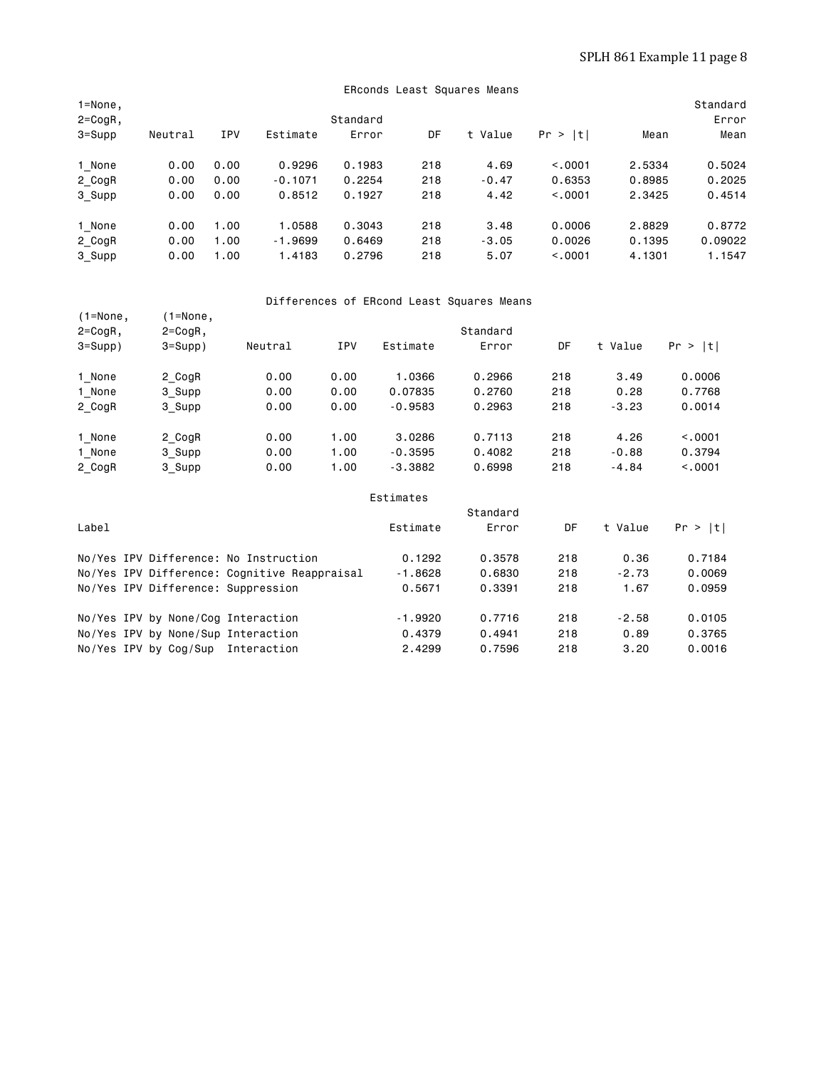## ERconds Least Squares Means

| 1=None, 2=CogR, 3=Supp | Neutral | IPV | Estimate | Standard Error | DF | t Value | Pr > \|t\| | Mean | Standard Error Mean |
|---|---|---|---|---|---|---|---|---|---|
| 1_None | 0.00 | 0.00 | 0.9296 | 0.1983 | 218 | 4.69 | <.0001 | 2.5334 | 0.5024 |
| 2_CogR | 0.00 | 0.00 | -0.1071 | 0.2254 | 218 | -0.47 | 0.6353 | 0.8985 | 0.2025 |
| 3_Supp | 0.00 | 0.00 | 0.8512 | 0.1927 | 218 | 4.42 | <.0001 | 2.3425 | 0.4514 |
| 1_None | 0.00 | 1.00 | 1.0588 | 0.3043 | 218 | 3.48 | 0.0006 | 2.8829 | 0.8772 |
| 2_CogR | 0.00 | 1.00 | -1.9699 | 0.6469 | 218 | -3.05 | 0.0026 | 0.1395 | 0.09022 |
| 3_Supp | 0.00 | 1.00 | 1.4183 | 0.2796 | 218 | 5.07 | <.0001 | 4.1301 | 1.1547 |

## Differences of ERcond Least Squares Means

| (1=None, 2=CogR, 3=Supp) | (1=None, 2=CogR, 3=Supp) | Neutral | IPV | Estimate | Standard Error | DF | t Value | Pr > \|t\| |
|---|---|---|---|---|---|---|---|---|
| 1_None | 2_CogR | 0.00 | 0.00 | 1.0366 | 0.2966 | 218 | 3.49 | 0.0006 |
| 1_None | 3_Supp | 0.00 | 0.00 | 0.07835 | 0.2760 | 218 | 0.28 | 0.7768 |
| 2_CogR | 3_Supp | 0.00 | 0.00 | -0.9583 | 0.2963 | 218 | -3.23 | 0.0014 |
| 1_None | 2_CogR | 0.00 | 1.00 | 3.0286 | 0.7113 | 218 | 4.26 | <.0001 |
| 1_None | 3_Supp | 0.00 | 1.00 | -0.3595 | 0.4082 | 218 | -0.88 | 0.3794 |
| 2_CogR | 3_Supp | 0.00 | 1.00 | -3.3882 | 0.6998 | 218 | -4.84 | <.0001 |

## Estimates

| Label | Estimate | Standard Error | DF | t Value | Pr > \|t\| |
|---|---|---|---|---|---|
| No/Yes IPV Difference: No Instruction | 0.1292 | 0.3578 | 218 | 0.36 | 0.7184 |
| No/Yes IPV Difference: Cognitive Reappraisal | -1.8628 | 0.6830 | 218 | -2.73 | 0.0069 |
| No/Yes IPV Difference: Suppression | 0.5671 | 0.3391 | 218 | 1.67 | 0.0959 |
| No/Yes IPV by None/Cog Interaction | -1.9920 | 0.7716 | 218 | -2.58 | 0.0105 |
| No/Yes IPV by None/Sup Interaction | 0.4379 | 0.4941 | 218 | 0.89 | 0.3765 |
| No/Yes IPV by Cog/Sup Interaction | 2.4299 | 0.7596 | 218 | 3.20 | 0.0016 |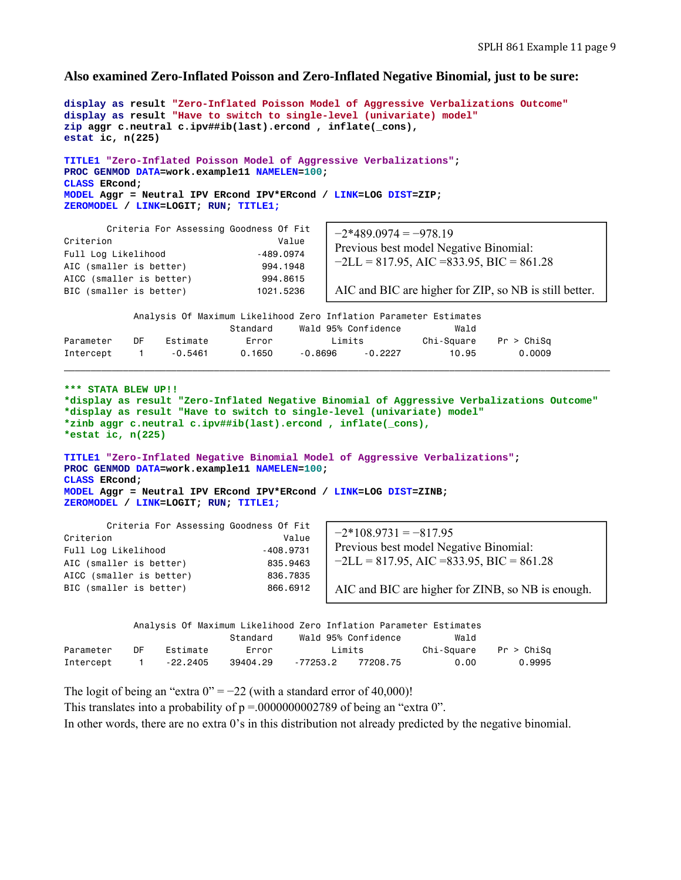**Also examined Zero-Inflated Poisson and Zero-Inflated Negative Binomial, just to be sure:**

```
display as result "Zero-Inflated Poisson Model of Aggressive Verbalizations Outcome"
display as result "Have to switch to single-level (univariate) model"
zip aggr c.neutral c.ipv##ib(last).ercond , inflate(_cons),
estat ic, n(225)

TITLE1 "Zero-Inflated Poisson Model of Aggressive Verbalizations";
PROC GENMOD DATA=work.example11 NAMELEN=100;
CLASS ERcond;
MODEL Aggr = Neutral IPV ERcond IPV*ERcond / LINK=LOG DIST=ZIP;
ZEROMODEL / LINK=LOGIT; RUN; TITLE1;
```

```
       Criteria For Assessing Goodness Of Fit
Criterion                                  Value
Full Log Likelihood                    -489.0974
AIC (smaller is better)                 994.1948
AICC (smaller is better)                994.8615
BIC (smaller is better)                1021.5236
```

$-2*489.0974 = -978.19$
Previous best model Negative Binomial:
$-2LL = 817.95$, $AIC = 833.95$, $BIC = 861.28$

AIC and BIC are higher for ZIP, so NB is still better.

```
            Analysis Of Maximum Likelihood Zero Inflation Parameter Estimates
                                  Standard     Wald 95% Confidence          Wald
Parameter     DF     Estimate       Error           Limits            Chi-Square    Pr > ChiSq
Intercept      1      -0.5461      0.1650     -0.8696      -0.2227         10.95        0.0009
```

---

```
*** STATA BLEW UP!!
*display as result "Zero-Inflated Negative Binomial of Aggressive Verbalizations Outcome"
*display as result "Have to switch to single-level (univariate) model"
*zinb aggr c.neutral c.ipv##ib(last).ercond , inflate(_cons),
*estat ic, n(225)

TITLE1 "Zero-Inflated Negative Binomial Model of Aggressive Verbalizations";
PROC GENMOD DATA=work.example11 NAMELEN=100;
CLASS ERcond;
MODEL Aggr = Neutral IPV ERcond IPV*ERcond / LINK=LOG DIST=ZINB;
ZEROMODEL / LINK=LOGIT; RUN; TITLE1;
```

```
       Criteria For Assessing Goodness Of Fit
Criterion                                  Value
Full Log Likelihood                    -408.9731
AIC (smaller is better)                 835.9463
AICC (smaller is better)                836.7835
BIC (smaller is better)                 866.6912
```

$-2*108.9731 = -817.95$
Previous best model Negative Binomial:
$-2LL = 817.95$, $AIC = 833.95$, $BIC = 861.28$

AIC and BIC are higher for ZINB, so NB is enough.

```
            Analysis Of Maximum Likelihood Zero Inflation Parameter Estimates
                                  Standard     Wald 95% Confidence          Wald
Parameter     DF     Estimate       Error           Limits            Chi-Square    Pr > ChiSq
Intercept      1     -22.2405    39404.29    -77253.2     77208.75          0.00        0.9995
```

The logit of being an "extra 0" = −22 (with a standard error of 40,000)!
This translates into a probability of p =.0000000002789 of being an "extra 0".
In other words, there are no extra 0's in this distribution not already predicted by the negative binomial.